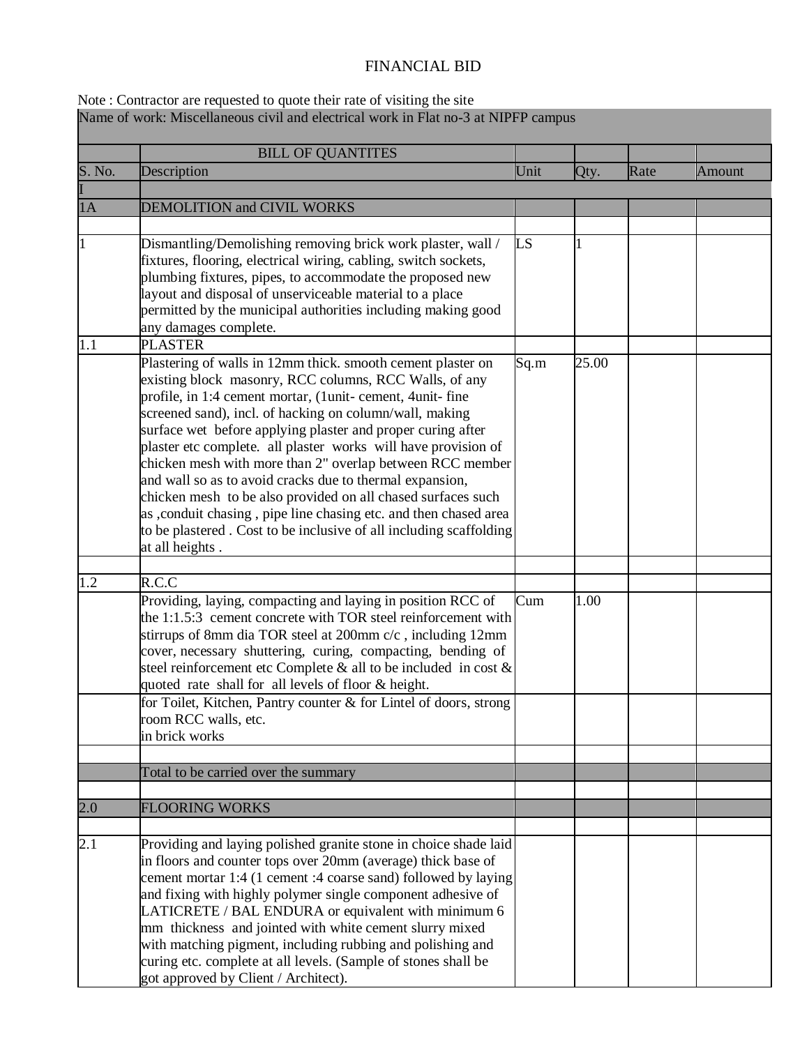# FINANCIAL BID

Note : Contractor are requested to quote their rate of visiting the site

| Name of work: Miscellaneous civil and electrical work in Flat no-3 at NIPFP campus | | | | | |
|---|---|---|---|---|---|
| | BILL OF QUANTITES | | | | |
| S. No. | Description | Unit | Qty. | Rate | Amount |
| I | | | | | |
| 1A | DEMOLITION and CIVIL WORKS | | | | |
| | | | | | |
| 1 | Dismantling/Demolishing removing brick work plaster, wall / fixtures, flooring, electrical wiring, cabling, switch sockets, plumbing fixtures, pipes, to accommodate the proposed new layout and disposal of unserviceable material to a place permitted by the municipal authorities including making good any damages complete. | LS | 1 | | |
| 1.1 | PLASTER | | | | |
| | Plastering of walls in 12mm thick. smooth cement plaster on existing block masonry, RCC columns, RCC Walls, of any profile, in 1:4 cement mortar, (1unit- cement, 4unit- fine screened sand), incl. of hacking on column/wall, making surface wet before applying plaster and proper curing after plaster etc complete. all plaster works will have provision of chicken mesh with more than 2" overlap between RCC member and wall so as to avoid cracks due to thermal expansion, chicken mesh to be also provided on all chased surfaces such as ,conduit chasing , pipe line chasing etc. and then chased area to be plastered . Cost to be inclusive of all including scaffolding at all heights . | Sq.m | 25.00 | | |
| | | | | | |
| 1.2 | R.C.C | | | | |
| | Providing, laying, compacting and laying in position RCC of the 1:1.5:3 cement concrete with TOR steel reinforcement with stirrups of 8mm dia TOR steel at 200mm c/c , including 12mm cover, necessary shuttering, curing, compacting, bending of steel reinforcement etc Complete & all to be included in cost & quoted rate shall for all levels of floor & height. | Cum | 1.00 | | |
| | for Toilet, Kitchen, Pantry counter & for Lintel of doors, strong room RCC walls, etc.<br>in brick works | | | | |
| | | | | | |
| | Total to be carried over the summary | | | | |
| | | | | | |
| 2.0 | FLOORING WORKS | | | | |
| | | | | | |
| 2.1 | Providing and laying polished granite stone in choice shade laid in floors and counter tops over 20mm (average) thick base of cement mortar 1:4 (1 cement :4 coarse sand) followed by laying and fixing with highly polymer single component adhesive of LATICRETE / BAL ENDURA or equivalent with minimum 6 mm thickness and jointed with white cement slurry mixed with matching pigment, including rubbing and polishing and curing etc. complete at all levels. (Sample of stones shall be got approved by Client / Architect). | | | | |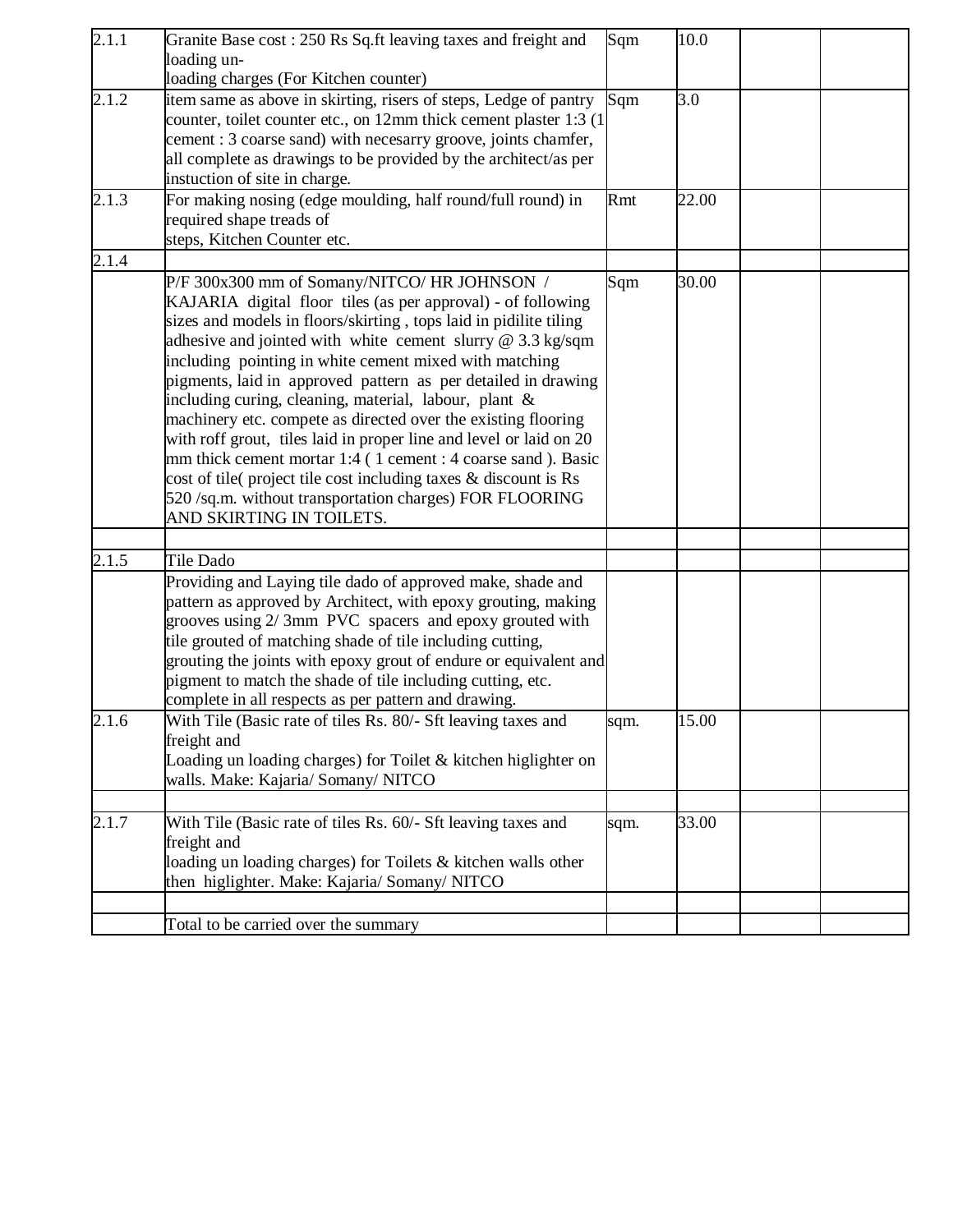| | | | | | |
|---|---|---|---|---|---|
| 2.1.1 | Granite Base cost : 250 Rs Sq.ft leaving taxes and freight and loading un-<br>loading charges (For Kitchen counter) | Sqm | 10.0 | | |
| 2.1.2 | item same as above in skirting, risers of steps, Ledge of pantry counter, toilet counter etc., on 12mm thick cement plaster 1:3 (1 cement : 3 coarse sand) with necesarry groove, joints chamfer, all complete as drawings to be provided by the architect/as per instuction of site in charge. | Sqm | 3.0 | | |
| 2.1.3 | For making nosing (edge moulding, half round/full round) in required shape treads of<br>steps, Kitchen Counter etc. | Rmt | 22.00 | | |
| 2.1.4 | | | | | |
| | P/F 300x300 mm of Somany/NITCO/ HR JOHNSON / KAJARIA digital floor tiles (as per approval) - of following sizes and models in floors/skirting , tops laid in pidilite tiling adhesive and jointed with white cement slurry @ 3.3 kg/sqm including pointing in white cement mixed with matching pigments, laid in approved pattern as per detailed in drawing including curing, cleaning, material, labour, plant & machinery etc. compete as directed over the existing flooring with roff grout, tiles laid in proper line and level or laid on 20 mm thick cement mortar 1:4 ( 1 cement : 4 coarse sand ). Basic cost of tile( project tile cost including taxes & discount is Rs 520 /sq.m. without transportation charges) FOR FLOORING AND SKIRTING IN TOILETS. | Sqm | 30.00 | | |
| | | | | | |
| 2.1.5 | Tile Dado | | | | |
| | Providing and Laying tile dado of approved make, shade and pattern as approved by Architect, with epoxy grouting, making grooves using 2/ 3mm PVC spacers and epoxy grouted with tile grouted of matching shade of tile including cutting, grouting the joints with epoxy grout of endure or equivalent and pigment to match the shade of tile including cutting, etc. complete in all respects as per pattern and drawing. | | | | |
| 2.1.6 | With Tile (Basic rate of tiles Rs. 80/- Sft leaving taxes and freight and<br>Loading un loading charges) for Toilet & kitchen higlighter on walls. Make: Kajaria/ Somany/ NITCO | sqm. | 15.00 | | |
| | | | | | |
| 2.1.7 | With Tile (Basic rate of tiles Rs. 60/- Sft leaving taxes and freight and<br>loading un loading charges) for Toilets & kitchen walls other then higlighter. Make: Kajaria/ Somany/ NITCO | sqm. | 33.00 | | |
| | | | | | |
| | Total to be carried over the summary | | | | |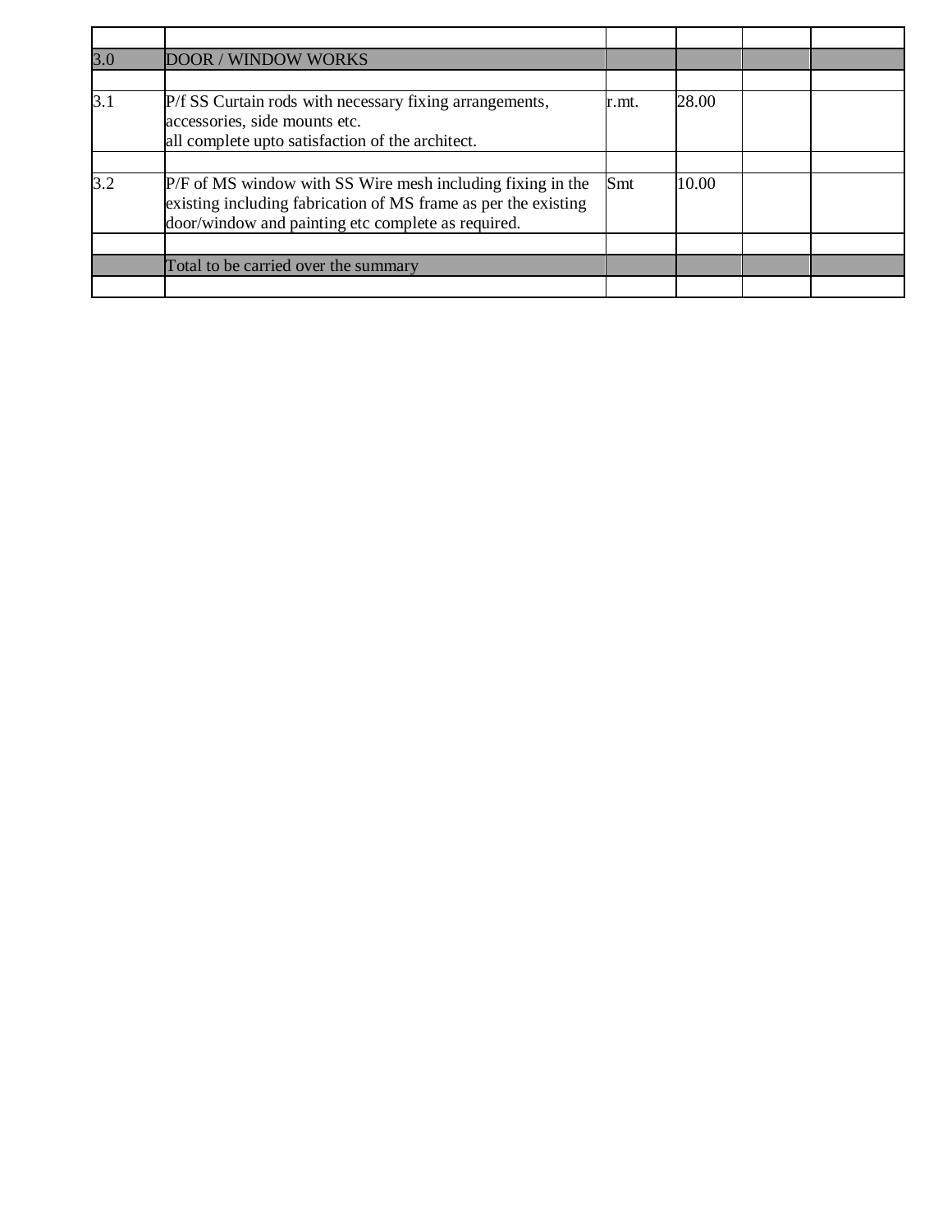| | | | | | |
|---|---|---|---|---|---|
| 3.0 | DOOR / WINDOW WORKS | | | | |
| | | | | | |
| 3.1 | P/f SS Curtain rods with necessary fixing arrangements, accessories, side mounts etc.<br>all complete upto satisfaction of the architect. | r.mt. | 28.00 | | |
| | | | | | |
| 3.2 | P/F of MS window with SS Wire mesh including fixing in the existing including fabrication of MS frame as per the existing door/window and painting etc complete as required. | Smt | 10.00 | | |
| | | | | | |
| | Total to be carried over the summary | | | | |
| | | | | | |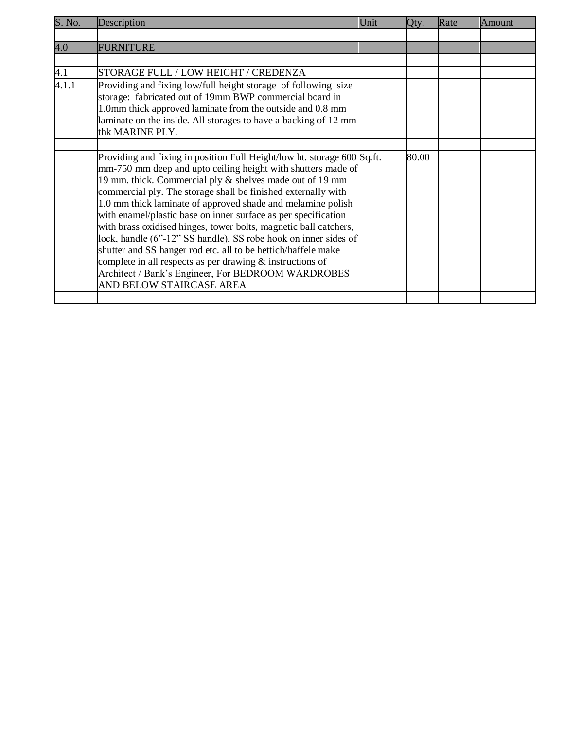| S. No. | Description | Unit | Qty. | Rate | Amount |
|---|---|---|---|---|---|
| | | | | | |
| 4.0 | FURNITURE | | | | |
| | | | | | |
| 4.1 | STORAGE FULL / LOW HEIGHT / CREDENZA | | | | |
| 4.1.1 | Providing and fixing low/full height storage of following size storage: fabricated out of 19mm BWP commercial board in 1.0mm thick approved laminate from the outside and 0.8 mm laminate on the inside. All storages to have a backing of 12 mm thk MARINE PLY. | | | | |
| | | | | | |
| | Providing and fixing in position Full Height/low ht. storage 600 mm-750 mm deep and upto ceiling height with shutters made of 19 mm. thick. Commercial ply & shelves made out of 19 mm commercial ply. The storage shall be finished externally with 1.0 mm thick laminate of approved shade and melamine polish with enamel/plastic base on inner surface as per specification with brass oxidised hinges, tower bolts, magnetic ball catchers, lock, handle (6”-12” SS handle), SS robe hook on inner sides of shutter and SS hanger rod etc. all to be hettich/haffele make complete in all respects as per drawing & instructions of Architect / Bank’s Engineer, For BEDROOM WARDROBES AND BELOW STAIRCASE AREA | Sq.ft. | 80.00 | | |
| | | | | | |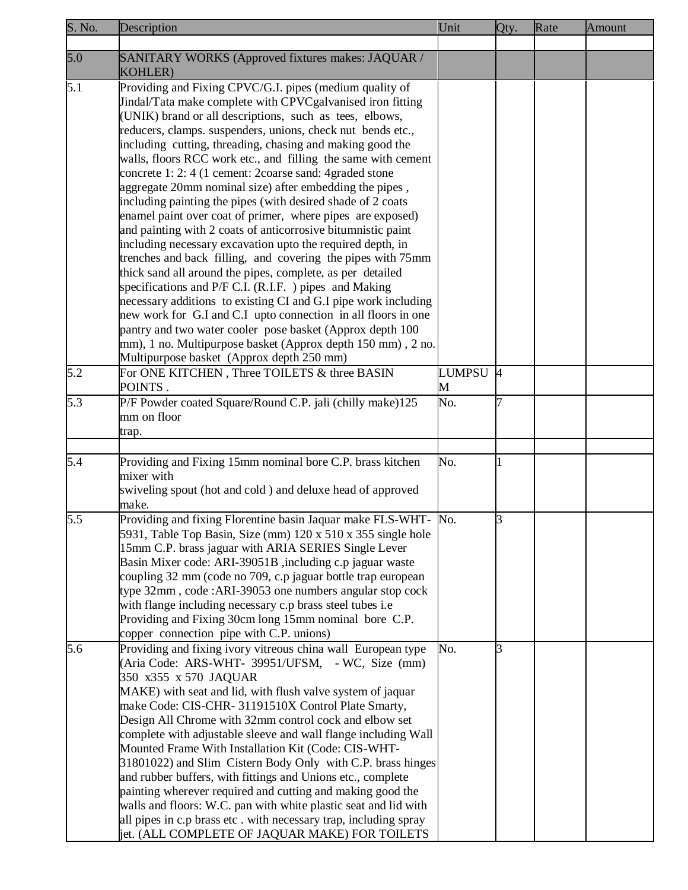| S. No. | Description | Unit | Qty. | Rate | Amount |
|---|---|---|---|---|---|
| | | | | | |
| 5.0 | SANITARY WORKS (Approved fixtures makes: JAQUAR / KOHLER) | | | | |
| 5.1 | Providing and Fixing CPVC/G.I. pipes (medium quality of Jindal/Tata make complete with CPVCgalvanised iron fitting (UNIK) brand or all descriptions, such as tees, elbows, reducers, clamps. suspenders, unions, check nut bends etc., including cutting, threading, chasing and making good the walls, floors RCC work etc., and filling the same with cement concrete 1: 2: 4 (1 cement: 2coarse sand: 4graded stone aggregate 20mm nominal size) after embedding the pipes , including painting the pipes (with desired shade of 2 coats enamel paint over coat of primer, where pipes are exposed) and painting with 2 coats of anticorrosive bitumnistic paint including necessary excavation upto the required depth, in trenches and back filling, and covering the pipes with 75mm thick sand all around the pipes, complete, as per detailed specifications and P/F C.I. (R.I.F. ) pipes and Making necessary additions to existing CI and G.I pipe work including new work for G.I and C.I upto connection in all floors in one pantry and two water cooler pose basket (Approx depth 100 mm), 1 no. Multipurpose basket (Approx depth 150 mm) , 2 no. Multipurpose basket (Approx depth 250 mm) | | | | |
| 5.2 | For ONE KITCHEN , Three TOILETS & three BASIN POINTS . | LUMPSUM | 4 | | |
| 5.3 | P/F Powder coated Square/Round C.P. jali (chilly make)125 mm on floor trap. | No. | 7 | | |
| | | | | | |
| 5.4 | Providing and Fixing 15mm nominal bore C.P. brass kitchen mixer with swiveling spout (hot and cold ) and deluxe head of approved make. | No. | 1 | | |
| 5.5 | Providing and fixing Florentine basin Jaquar make FLS-WHT-5931, Table Top Basin, Size (mm) 120 x 510 x 355 single hole 15mm C.P. brass jaguar with ARIA SERIES Single Lever Basin Mixer code: ARI-39051B ,including c.p jaguar waste coupling 32 mm (code no 709, c.p jaguar bottle trap european type 32mm , code :ARI-39053 one numbers angular stop cock with flange including necessary c.p brass steel tubes i.e Providing and Fixing 30cm long 15mm nominal bore C.P. copper connection pipe with C.P. unions) | No. | 3 | | |
| 5.6 | Providing and fixing ivory vitreous china wall European type (Aria Code: ARS-WHT- 39951/UFSM, - WC, Size (mm) 350 x355 x 570 JAQUAR MAKE) with seat and lid, with flush valve system of jaquar make Code: CIS-CHR- 31191510X Control Plate Smarty, Design All Chrome with 32mm control cock and elbow set complete with adjustable sleeve and wall flange including Wall Mounted Frame With Installation Kit (Code: CIS-WHT-31801022) and Slim Cistern Body Only with C.P. brass hinges and rubber buffers, with fittings and Unions etc., complete painting wherever required and cutting and making good the walls and floors: W.C. pan with white plastic seat and lid with all pipes in c.p brass etc . with necessary trap, including spray jet. (ALL COMPLETE OF JAQUAR MAKE) FOR TOILETS | No. | 3 | | |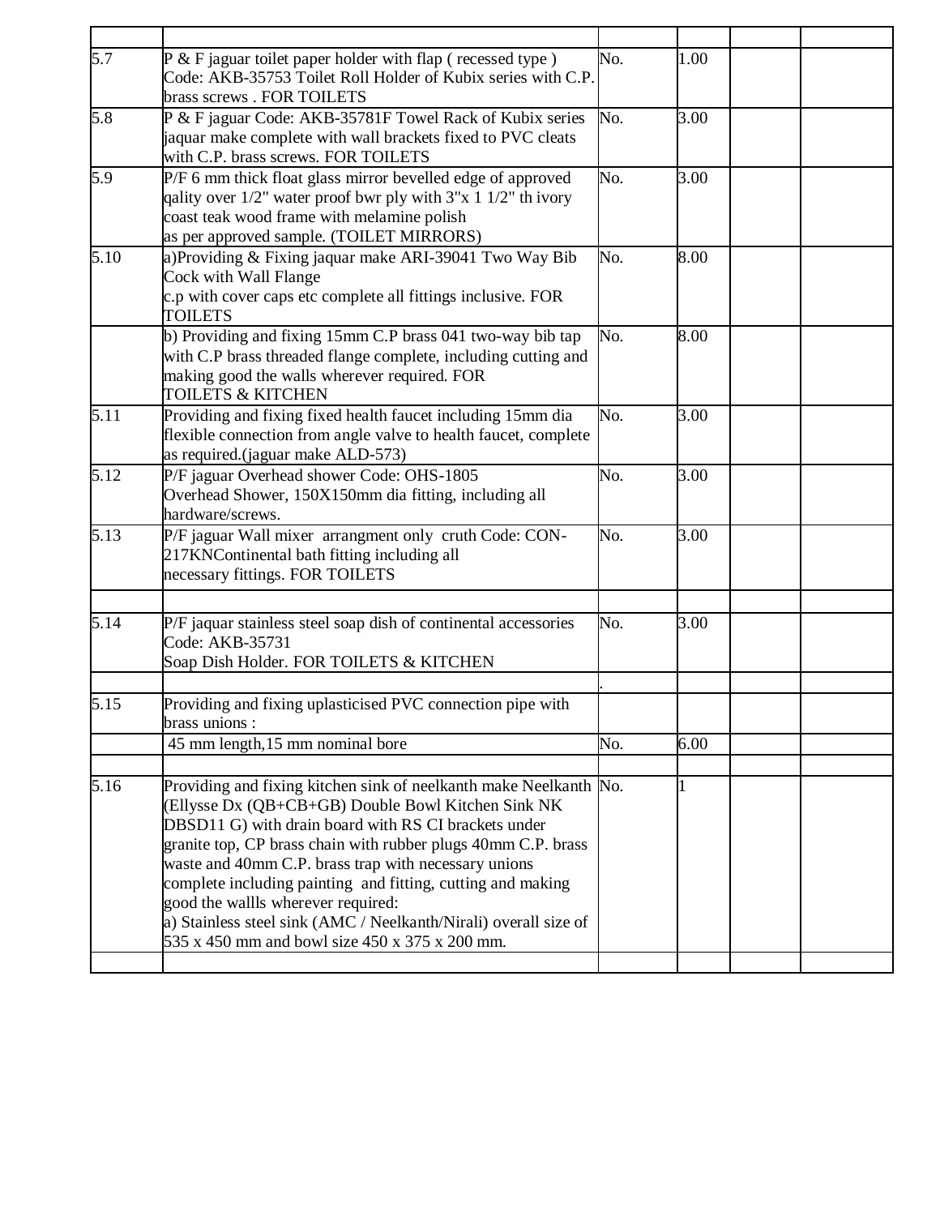| | | | | | |
|---|---|---|---|---|---|
| 5.7 | P & F jaguar toilet paper holder with flap ( recessed type ) Code: AKB-35753 Toilet Roll Holder of Kubix series with C.P. brass screws . FOR TOILETS | No. | 1.00 | | |
| 5.8 | P & F jaguar Code: AKB-35781F Towel Rack of Kubix series jaquar make complete with wall brackets fixed to PVC cleats with C.P. brass screws. FOR TOILETS | No. | 3.00 | | |
| 5.9 | P/F 6 mm thick float glass mirror bevelled edge of approved qality over 1/2" water proof bwr ply with 3"x 1 1/2" th ivory coast teak wood frame with melamine polish as per approved sample. (TOILET MIRRORS) | No. | 3.00 | | |
| 5.10 | a)Providing & Fixing jaquar make ARI-39041 Two Way Bib Cock with Wall Flange c.p with cover caps etc complete all fittings inclusive. FOR TOILETS | No. | 8.00 | | |
| | b) Providing and fixing 15mm C.P brass 041 two-way bib tap with C.P brass threaded flange complete, including cutting and making good the walls wherever required. FOR TOILETS & KITCHEN | No. | 8.00 | | |
| 5.11 | Providing and fixing fixed health faucet including 15mm dia flexible connection from angle valve to health faucet, complete as required.(jaguar make ALD-573) | No. | 3.00 | | |
| 5.12 | P/F jaguar Overhead shower Code: OHS-1805 Overhead Shower, 150X150mm dia fitting, including all hardware/screws. | No. | 3.00 | | |
| 5.13 | P/F jaguar Wall mixer arrangment only cruth Code: CON-217KNContinental bath fitting including all necessary fittings. FOR TOILETS | No. | 3.00 | | |
| | | | | | |
| 5.14 | P/F jaquar stainless steel soap dish of continental accessories Code: AKB-35731 Soap Dish Holder. FOR TOILETS & KITCHEN | No. | 3.00 | | |
| | | . | | | |
| 5.15 | Providing and fixing uplasticised PVC connection pipe with brass unions : | | | | |
| | 45 mm length,15 mm nominal bore | No. | 6.00 | | |
| | | | | | |
| 5.16 | Providing and fixing kitchen sink of neelkanth make Neelkanth (Ellysse Dx (QB+CB+GB) Double Bowl Kitchen Sink NK DBSD11 G) with drain board with RS CI brackets under granite top, CP brass chain with rubber plugs 40mm C.P. brass waste and 40mm C.P. brass trap with necessary unions complete including painting and fitting, cutting and making good the wallls wherever required: a) Stainless steel sink (AMC / Neelkanth/Nirali) overall size of 535 x 450 mm and bowl size 450 x 375 x 200 mm. | No. | 1 | | |
| | | | | | |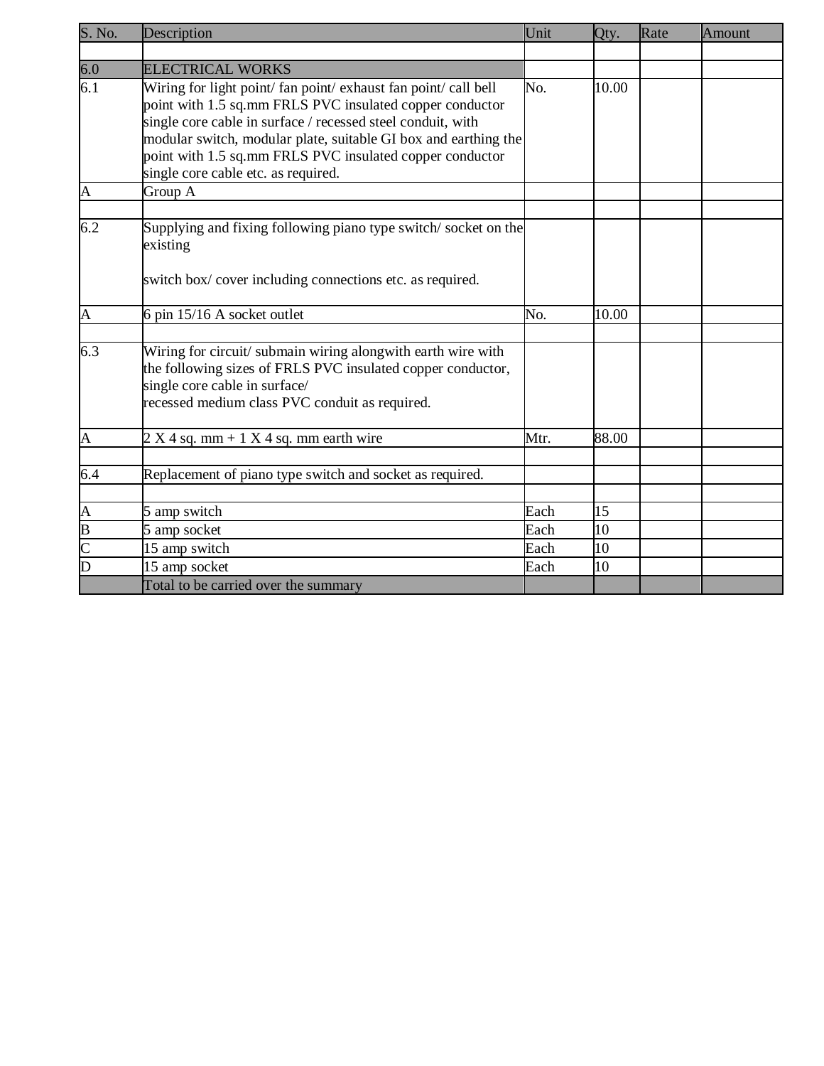| S. No. | Description | Unit | Qty. | Rate | Amount |
|---|---|---|---|---|---|
| | | | | | |
| 6.0 | ELECTRICAL WORKS | | | | |
| 6.1 | Wiring for light point/ fan point/ exhaust fan point/ call bell point with 1.5 sq.mm FRLS PVC insulated copper conductor single core cable in surface / recessed steel conduit, with modular switch, modular plate, suitable GI box and earthing the point with 1.5 sq.mm FRLS PVC insulated copper conductor single core cable etc. as required. | No. | 10.00 | | |
| A | Group A | | | | |
| | | | | | |
| 6.2 | Supplying and fixing following piano type switch/ socket on the existing<br><br>switch box/ cover including connections etc. as required. | | | | |
| A | 6 pin 15/16 A socket outlet | No. | 10.00 | | |
| | | | | | |
| 6.3 | Wiring for circuit/ submain wiring alongwith earth wire with the following sizes of FRLS PVC insulated copper conductor, single core cable in surface/<br>recessed medium class PVC conduit as required. | | | | |
| A | 2 X 4 sq. mm + 1 X 4 sq. mm earth wire | Mtr. | 88.00 | | |
| | | | | | |
| 6.4 | Replacement of piano type switch and socket as required. | | | | |
| | | | | | |
| A | 5 amp switch | Each | 15 | | |
| B | 5 amp socket | Each | 10 | | |
| C | 15 amp switch | Each | 10 | | |
| D | 15 amp socket | Each | 10 | | |
| | Total to be carried over the summary | | | | |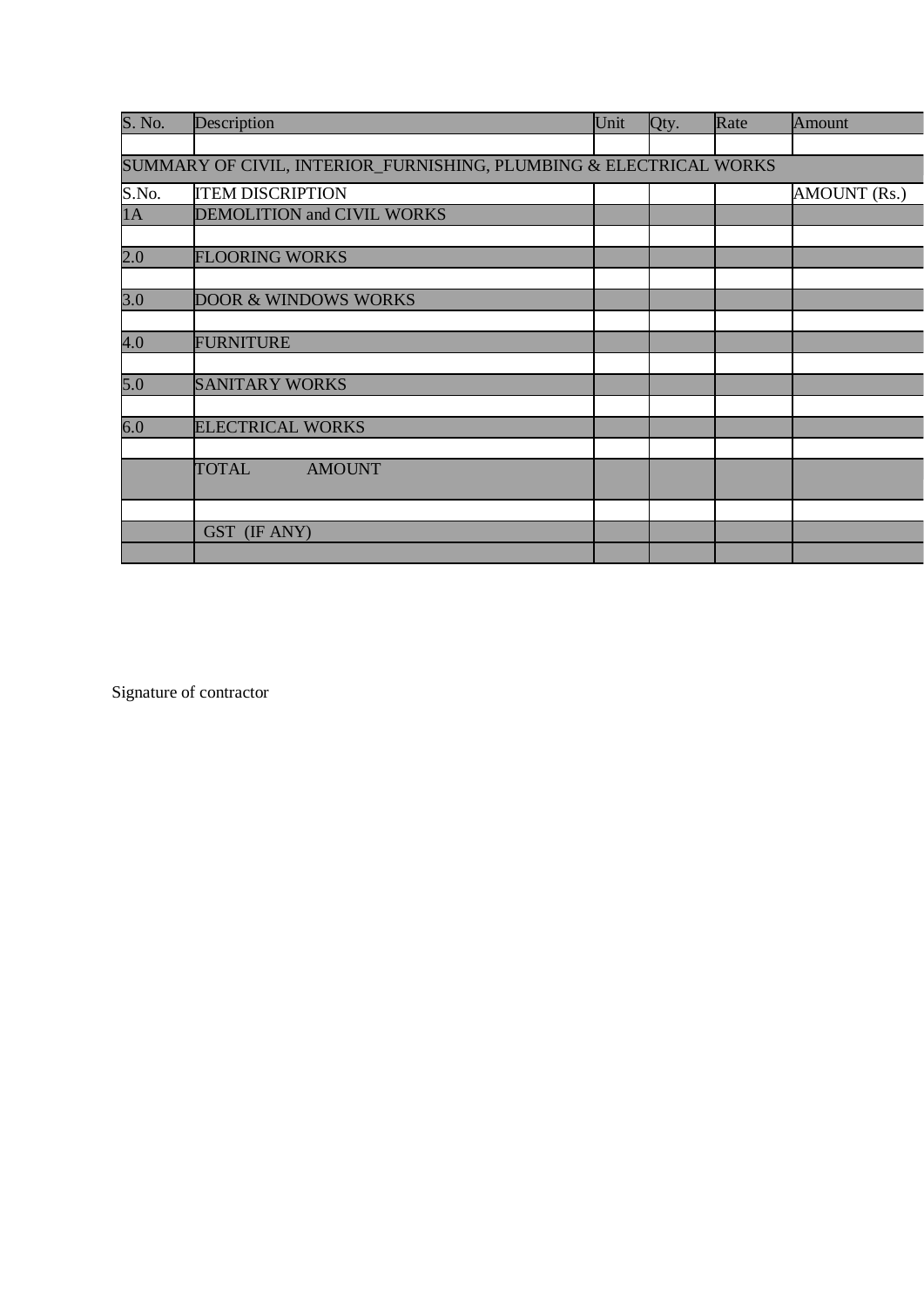| S. No. | Description | Unit | Qty. | Rate | Amount |
|---|---|---|---|---|---|
| | | | | | |
| SUMMARY OF CIVIL, INTERIOR_FURNISHING, PLUMBING & ELECTRICAL WORKS | | | | | |
| S.No. | ITEM DISCRIPTION | | | | AMOUNT (Rs.) |
| 1A | DEMOLITION and CIVIL WORKS | | | | |
| | | | | | |
| 2.0 | FLOORING WORKS | | | | |
| | | | | | |
| 3.0 | DOOR & WINDOWS WORKS | | | | |
| | | | | | |
| 4.0 | FURNITURE | | | | |
| | | | | | |
| 5.0 | SANITARY WORKS | | | | |
| | | | | | |
| 6.0 | ELECTRICAL WORKS | | | | |
| | | | | | |
| | TOTAL AMOUNT | | | | |
| | | | | | |
| | GST (IF ANY) | | | | |
| | | | | | |

Signature of contractor